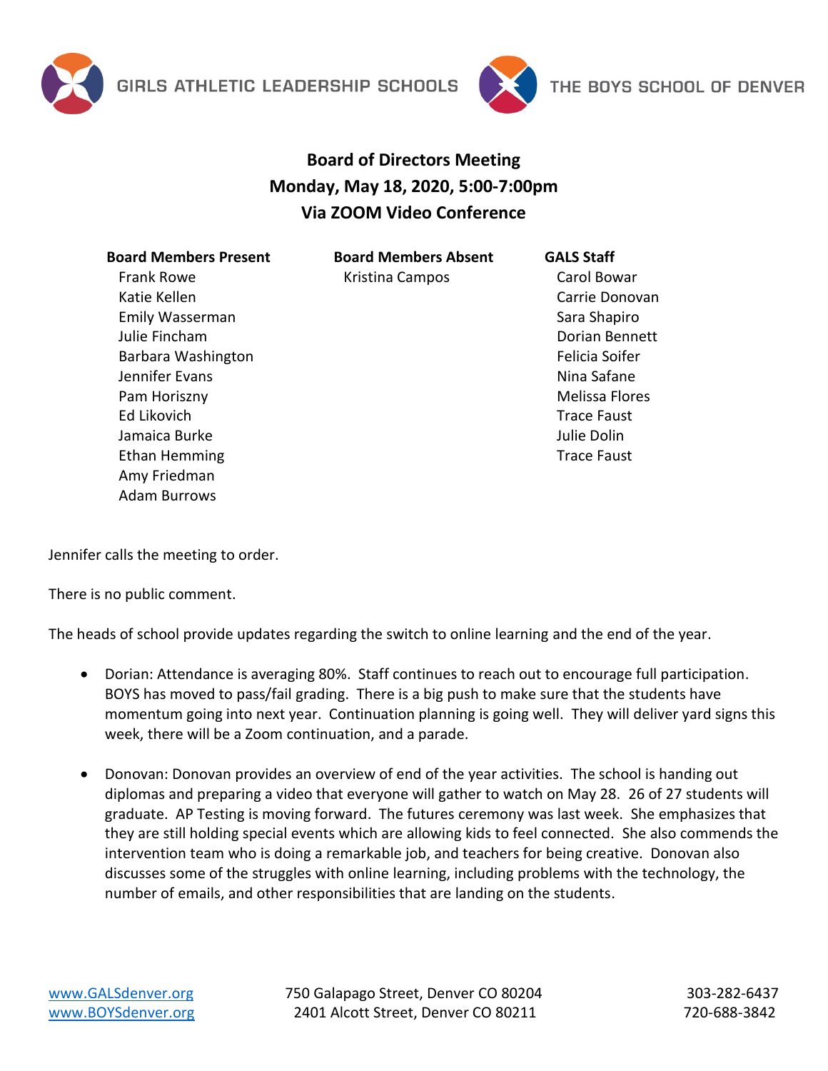GIRLS ATHLETIC LEADERSHIP SCHOOLS THE BOYS SCHOOL OF DENVER

# Board of Directors Meeting
## Monday, May 18, 2020, 5:00-7:00pm
## Via ZOOM Video Conference

| Board Members Present | Board Members Absent | GALS Staff |
|---|---|---|
| Frank Rowe | Kristina Campos | Carol Bowar |
| Katie Kellen | | Carrie Donovan |
| Emily Wasserman | | Sara Shapiro |
| Julie Fincham | | Dorian Bennett |
| Barbara Washington | | Felicia Soifer |
| Jennifer Evans | | Nina Safane |
| Pam Horiszny | | Melissa Flores |
| Ed Likovich | | Trace Faust |
| Jamaica Burke | | Julie Dolin |
| Ethan Hemming | | Trace Faust |
| Amy Friedman | | |
| Adam Burrows | | |

Jennifer calls the meeting to order.

There is no public comment.

The heads of school provide updates regarding the switch to online learning and the end of the year.

- Dorian: Attendance is averaging 80%. Staff continues to reach out to encourage full participation. BOYS has moved to pass/fail grading. There is a big push to make sure that the students have momentum going into next year. Continuation planning is going well. They will deliver yard signs this week, there will be a Zoom continuation, and a parade.

- Donovan: Donovan provides an overview of end of the year activities. The school is handing out diplomas and preparing a video that everyone will gather to watch on May 28. 26 of 27 students will graduate. AP Testing is moving forward. The futures ceremony was last week. She emphasizes that they are still holding special events which are allowing kids to feel connected. She also commends the intervention team who is doing a remarkable job, and teachers for being creative. Donovan also discusses some of the struggles with online learning, including problems with the technology, the number of emails, and other responsibilities that are landing on the students.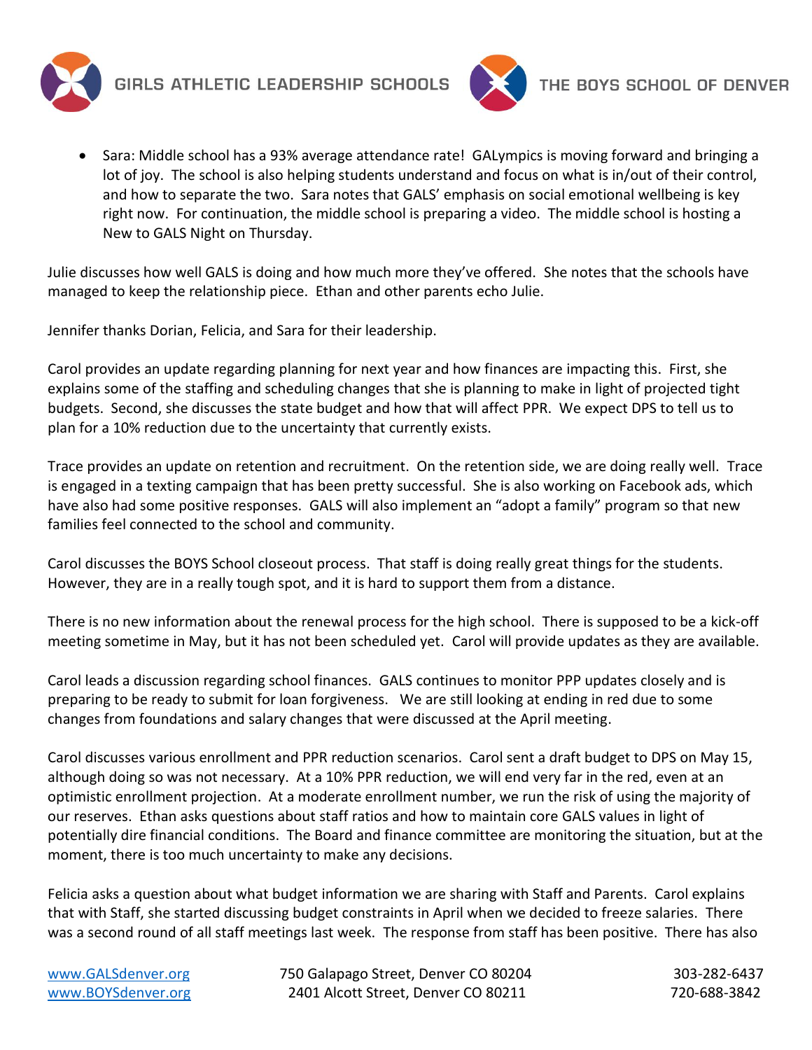- Sara: Middle school has a 93% average attendance rate! GALympics is moving forward and bringing a lot of joy. The school is also helping students understand and focus on what is in/out of their control, and how to separate the two. Sara notes that GALS' emphasis on social emotional wellbeing is key right now. For continuation, the middle school is preparing a video. The middle school is hosting a New to GALS Night on Thursday.

Julie discusses how well GALS is doing and how much more they've offered. She notes that the schools have managed to keep the relationship piece. Ethan and other parents echo Julie.

Jennifer thanks Dorian, Felicia, and Sara for their leadership.

Carol provides an update regarding planning for next year and how finances are impacting this. First, she explains some of the staffing and scheduling changes that she is planning to make in light of projected tight budgets. Second, she discusses the state budget and how that will affect PPR. We expect DPS to tell us to plan for a 10% reduction due to the uncertainty that currently exists.

Trace provides an update on retention and recruitment. On the retention side, we are doing really well. Trace is engaged in a texting campaign that has been pretty successful. She is also working on Facebook ads, which have also had some positive responses. GALS will also implement an "adopt a family" program so that new families feel connected to the school and community.

Carol discusses the BOYS School closeout process. That staff is doing really great things for the students. However, they are in a really tough spot, and it is hard to support them from a distance.

There is no new information about the renewal process for the high school. There is supposed to be a kick-off meeting sometime in May, but it has not been scheduled yet. Carol will provide updates as they are available.

Carol leads a discussion regarding school finances. GALS continues to monitor PPP updates closely and is preparing to be ready to submit for loan forgiveness. We are still looking at ending in red due to some changes from foundations and salary changes that were discussed at the April meeting.

Carol discusses various enrollment and PPR reduction scenarios. Carol sent a draft budget to DPS on May 15, although doing so was not necessary. At a 10% PPR reduction, we will end very far in the red, even at an optimistic enrollment projection. At a moderate enrollment number, we run the risk of using the majority of our reserves. Ethan asks questions about staff ratios and how to maintain core GALS values in light of potentially dire financial conditions. The Board and finance committee are monitoring the situation, but at the moment, there is too much uncertainty to make any decisions.

Felicia asks a question about what budget information we are sharing with Staff and Parents. Carol explains that with Staff, she started discussing budget constraints in April when we decided to freeze salaries. There was a second round of all staff meetings last week. The response from staff has been positive. There has also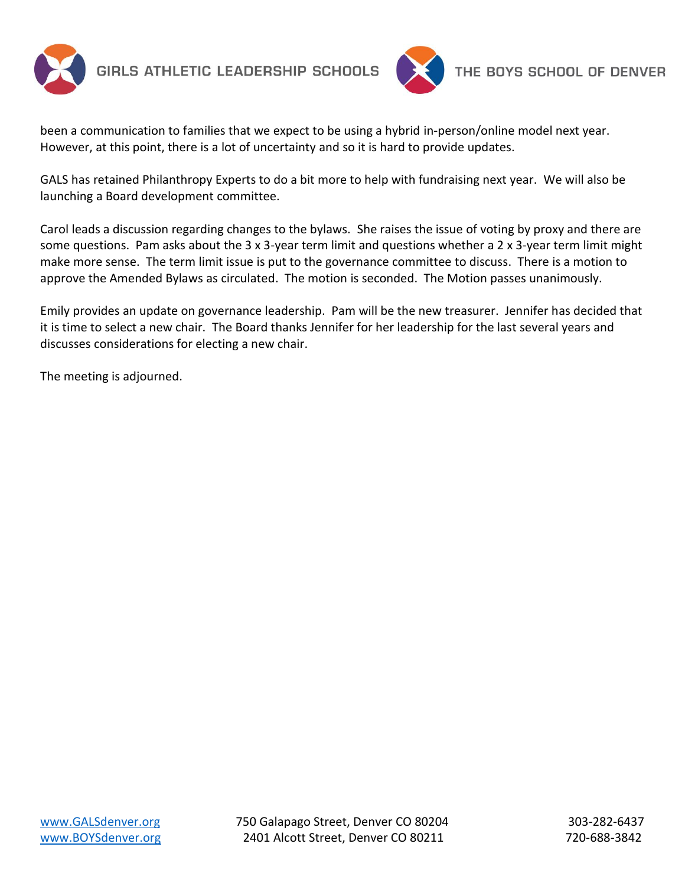been a communication to families that we expect to be using a hybrid in-person/online model next year. However, at this point, there is a lot of uncertainty and so it is hard to provide updates.

GALS has retained Philanthropy Experts to do a bit more to help with fundraising next year. We will also be launching a Board development committee.

Carol leads a discussion regarding changes to the bylaws. She raises the issue of voting by proxy and there are some questions. Pam asks about the 3 x 3-year term limit and questions whether a 2 x 3-year term limit might make more sense. The term limit issue is put to the governance committee to discuss. There is a motion to approve the Amended Bylaws as circulated. The motion is seconded. The Motion passes unanimously.

Emily provides an update on governance leadership. Pam will be the new treasurer. Jennifer has decided that it is time to select a new chair. The Board thanks Jennifer for her leadership for the last several years and discusses considerations for electing a new chair.

The meeting is adjourned.